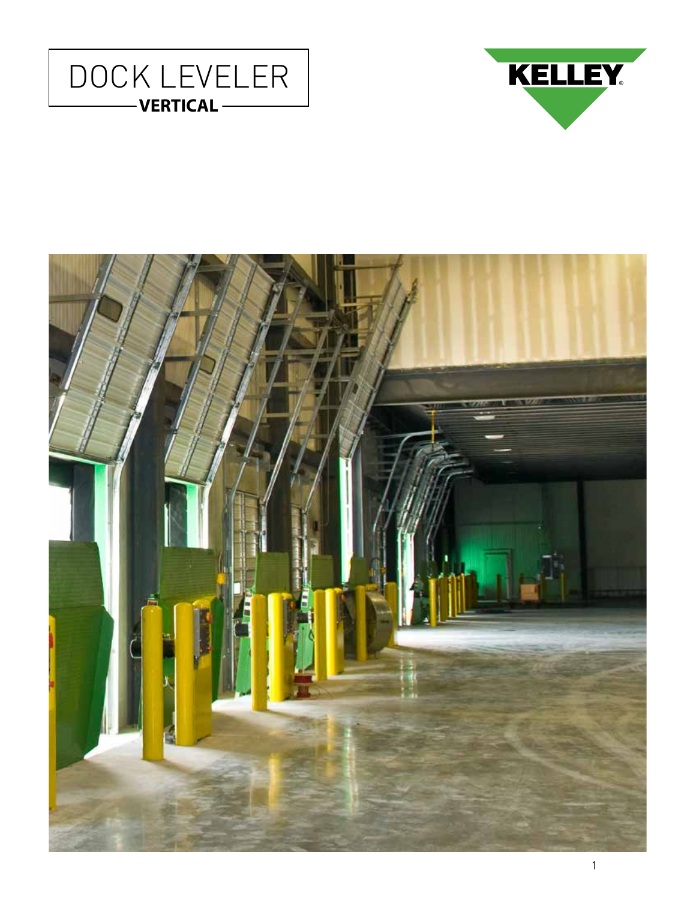# DOCK LEVELER

**VERTICAL**

KELLEY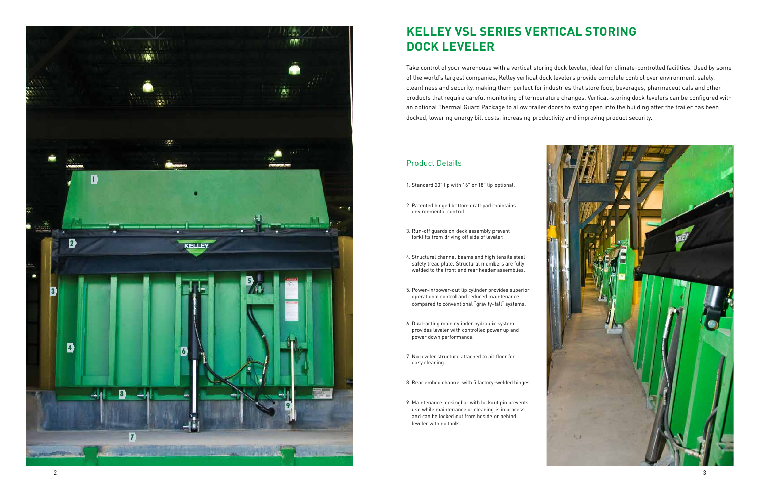# KELLEY VSL SERIES VERTICAL STORING DOCK LEVELER

Take control of your warehouse with a vertical storing dock leveler, ideal for climate-controlled facilities. Used by some of the world's largest companies, Kelley vertical dock levelers provide complete control over environment, safety, cleanliness and security, making them perfect for industries that store food, beverages, pharmaceuticals and other products that require careful monitoring of temperature changes. Vertical-storing dock levelers can be configured with an optional Thermal Guard Package to allow trailer doors to swing open into the building after the trailer has been docked, lowering energy bill costs, increasing productivity and improving product security.

## Product Details

1. Standard 20" lip with 16" or 18" lip optional.
2. Patented hinged bottom draft pad maintains environmental control.
3. Run-off guards on deck assembly prevent forklifts from driving off side of leveler.
4. Structural channel beams and high tensile steel safety tread plate. Structural members are fully welded to the front and rear header assemblies.
5. Power-in/power-out lip cylinder provides superior operational control and reduced maintenance compared to conventional "gravity-fall" systems.
6. Dual-acting main cylinder hydraulic system provides leveler with controlled power up and power down performance.
7. No leveler structure attached to pit floor for easy cleaning.
8. Rear embed channel with 5 factory-welded hinges.
9. Maintenance lockingbar with lockout pin prevents use while maintenance or cleaning is in process and can be locked out from beside or behind leveler with no tools.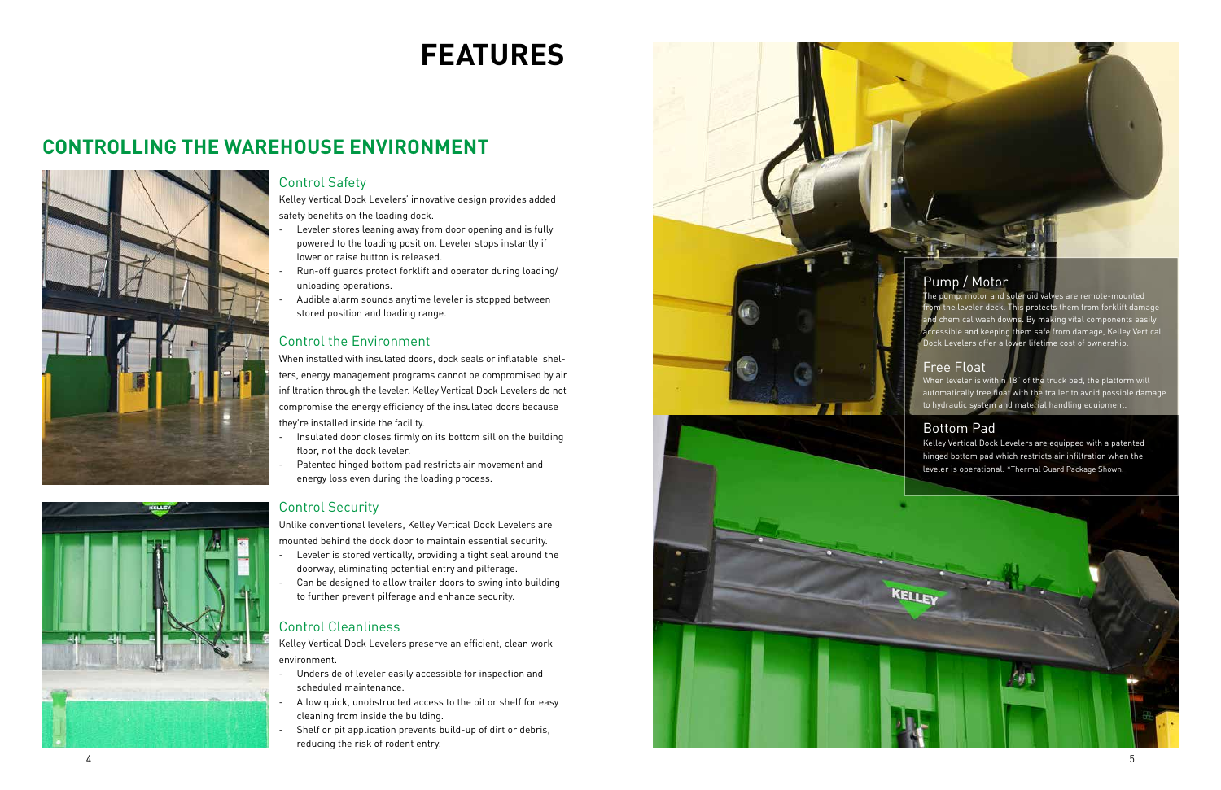# FEATURES

## CONTROLLING THE WAREHOUSE ENVIRONMENT

### Control Safety

Kelley Vertical Dock Levelers' innovative design provides added safety benefits on the loading dock.

- Leveler stores leaning away from door opening and is fully powered to the loading position. Leveler stops instantly if lower or raise button is released.
- Run-off guards protect forklift and operator during loading/unloading operations.
- Audible alarm sounds anytime leveler is stopped between stored position and loading range.

### Control the Environment

When installed with insulated doors, dock seals or inflatable shelters, energy management programs cannot be compromised by air infiltration through the leveler. Kelley Vertical Dock Levelers do not compromise the energy efficiency of the insulated doors because they're installed inside the facility.

- Insulated door closes firmly on its bottom sill on the building floor, not the dock leveler.
- Patented hinged bottom pad restricts air movement and energy loss even during the loading process.

### Control Security

Unlike conventional levelers, Kelley Vertical Dock Levelers are mounted behind the dock door to maintain essential security.

- Leveler is stored vertically, providing a tight seal around the doorway, eliminating potential entry and pilferage.
- Can be designed to allow trailer doors to swing into building to further prevent pilferage and enhance security.

### Control Cleanliness

Kelley Vertical Dock Levelers preserve an efficient, clean work environment.

- Underside of leveler easily accessible for inspection and scheduled maintenance.
- Allow quick, unobstructed access to the pit or shelf for easy cleaning from inside the building.
- Shelf or pit application prevents build-up of dirt or debris, reducing the risk of rodent entry.

### Pump / Motor

The pump, motor and solenoid valves are remote-mounted from the leveler deck. This protects them from forklift damage and chemical wash downs. By making vital components easily accessible and keeping them safe from damage, Kelley Vertical Dock Levelers offer a lower lifetime cost of ownership.

### Free Float

When leveler is within 18" of the truck bed, the platform will automatically free float with the trailer to avoid possible damage to hydraulic system and material handling equipment.

### Bottom Pad

Kelley Vertical Dock Levelers are equipped with a patented hinged bottom pad which restricts air infiltration when the leveler is operational. *Thermal Guard Package Shown.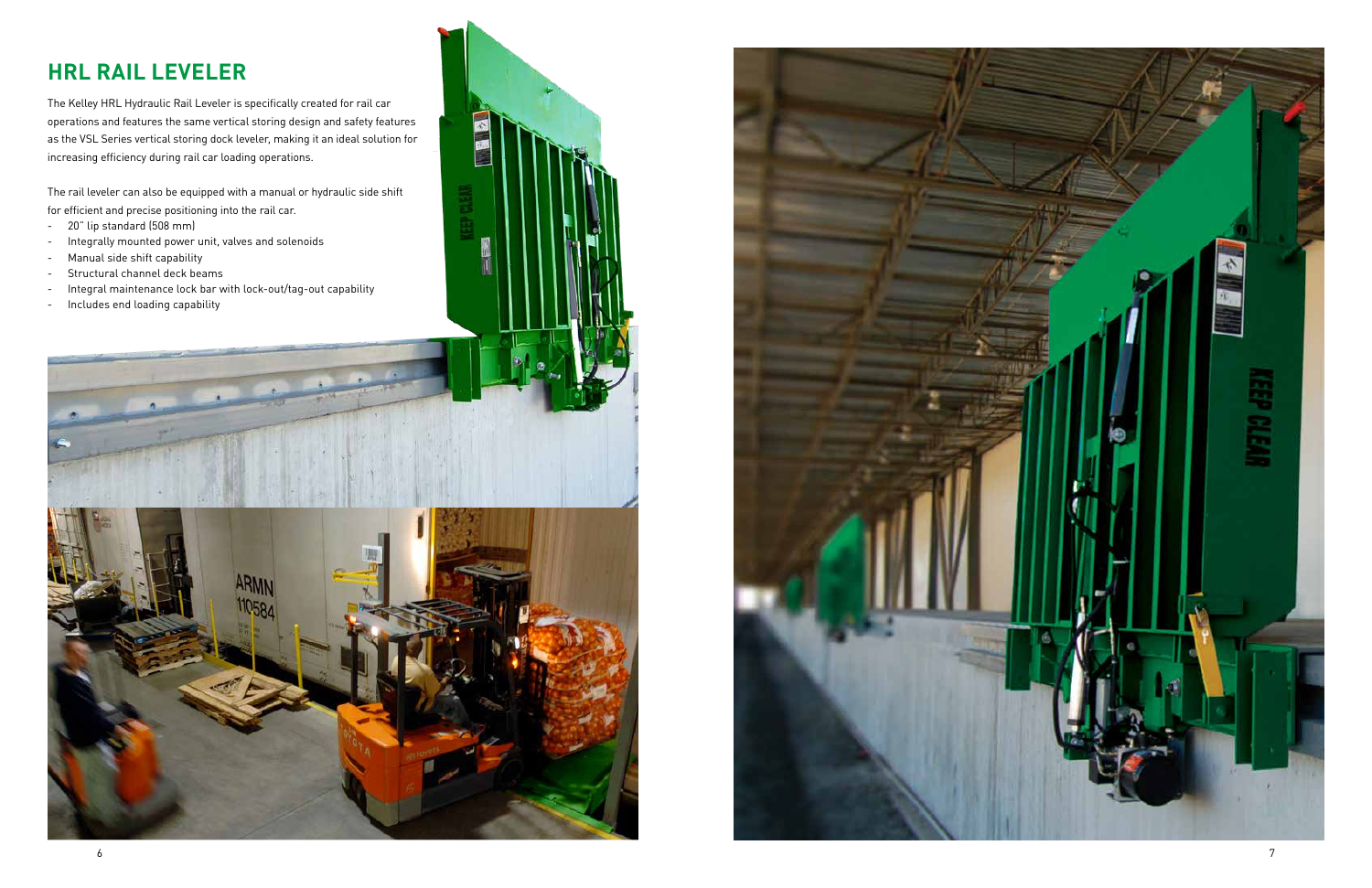## HRL RAIL LEVELER

The Kelley HRL Hydraulic Rail Leveler is specifically created for rail car operations and features the same vertical storing design and safety features as the VSL Series vertical storing dock leveler, making it an ideal solution for increasing efficiency during rail car loading operations.

The rail leveler can also be equipped with a manual or hydraulic side shift for efficient and precise positioning into the rail car.

- 20" lip standard (508 mm)
- Integrally mounted power unit, valves and solenoids
- Manual side shift capability
- Structural channel deck beams
- Integral maintenance lock bar with lock-out/tag-out capability
- Includes end loading capability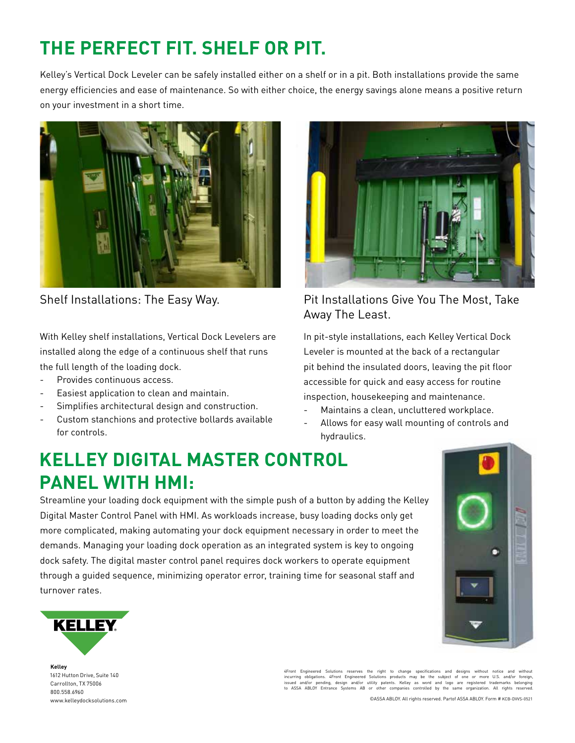# THE PERFECT FIT. SHELF OR PIT.

Kelley's Vertical Dock Leveler can be safely installed either on a shelf or in a pit. Both installations provide the same energy efficiencies and ease of maintenance. So with either choice, the energy savings alone means a positive return on your investment in a short time.

Shelf Installations: The Easy Way.

With Kelley shelf installations, Vertical Dock Levelers are installed along the edge of a continuous shelf that runs the full length of the loading dock.

- Provides continuous access.
- Easiest application to clean and maintain.
- Simplifies architectural design and construction.
- Custom stanchions and protective bollards available for controls.

Pit Installations Give You The Most, Take Away The Least.

In pit-style installations, each Kelley Vertical Dock Leveler is mounted at the back of a rectangular pit behind the insulated doors, leaving the pit floor accessible for quick and easy access for routine inspection, housekeeping and maintenance.

- Maintains a clean, uncluttered workplace.
- Allows for easy wall mounting of controls and hydraulics.

## KELLEY DIGITAL MASTER CONTROL PANEL WITH HMI:

Streamline your loading dock equipment with the simple push of a button by adding the Kelley Digital Master Control Panel with HMI. As workloads increase, busy loading docks only get more complicated, making automating your dock equipment necessary in order to meet the demands. Managing your loading dock operation as an integrated system is key to ongoing dock safety. The digital master control panel requires dock workers to operate equipment through a guided sequence, minimizing operator error, training time for seasonal staff and turnover rates.

**Kelley**
1612 Hutton Drive, Suite 140
Carrollton, TX 75006
800.558.6960
www.kelleydocksolutions.com

4Front Engineered Solutions reserves the right to change specifications and designs without notice and without incurring obligations. 4Front Engineered Solutions products may be the subject of one or more U.S. and/or foreign, issued and/or pending, design and/or utility patents. Kelley as word and logo are registered trademarks belonging to ASSA ABLOY Entrance Systems AB or other companies controlled by the same organization. All rights reserved.

©ASSA ABLOY. All rights reserved. Partof ASSA ABLOY. Form # KCB-DVVS-0521